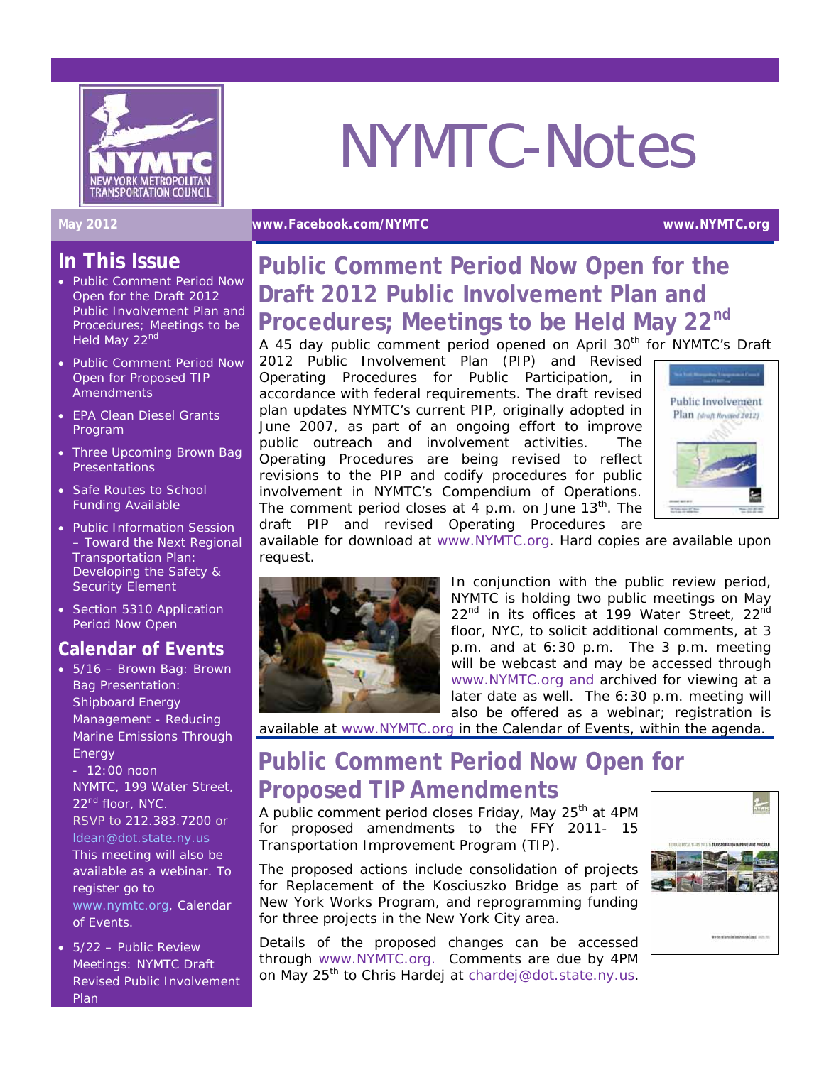# NYMTC-Notes

**May 2012** **www.Facebook.com/NYMTC** **www.NYMTC.org**

## Public Comment Period Now Open for the Draft 2012 Public Involvement Plan and Procedures; Meetings to be Held May 22nd

A 45 day public comment period opened on April 30th for NYMTC's Draft 2012 Public Involvement Plan (PIP) and Revised Operating Procedures for Public Participation, in accordance with federal requirements. The draft revised plan updates NYMTC's current PIP, originally adopted in June 2007, as part of an ongoing effort to improve public outreach and involvement activities. The Operating Procedures are being revised to reflect revisions to the PIP and codify procedures for public involvement in NYMTC's Compendium of Operations. The comment period closes at 4 p.m. on June 13th. The draft PIP and revised Operating Procedures are available for download at www.NYMTC.org. Hard copies are available upon request.

In conjunction with the public review period, NYMTC is holding two public meetings on May 22nd in its offices at 199 Water Street, 22nd floor, NYC, to solicit additional comments, at 3 p.m. and at 6:30 p.m. The 3 p.m. meeting will be webcast and may be accessed through www.NYMTC.org and archived for viewing at a later date as well. The 6:30 p.m. meeting will also be offered as a webinar; registration is available at www.NYMTC.org in the Calendar of Events, within the agenda.

## Public Comment Period Now Open for Proposed TIP Amendments

A public comment period closes Friday, May 25th at 4PM for proposed amendments to the FFY 2011- 15 Transportation Improvement Program (TIP).

The proposed actions include consolidation of projects for Replacement of the Kosciuszko Bridge as part of New York Works Program, and reprogramming funding for three projects in the New York City area.

Details of the proposed changes can be accessed through www.NYMTC.org. Comments are due by 4PM on May 25th to Chris Hardej at chardej@dot.state.ny.us.

## In This Issue

- Public Comment Period Now Open for the Draft 2012 Public Involvement Plan and Procedures; Meetings to be Held May 22nd
- Public Comment Period Now Open for Proposed TIP Amendments
- EPA Clean Diesel Grants Program
- Three Upcoming Brown Bag Presentations
- Safe Routes to School Funding Available
- Public Information Session – Toward the Next Regional Transportation Plan: Developing the Safety & Security Element
- Section 5310 Application Period Now Open

## Calendar of Events

- 5/16 – Brown Bag: Brown Bag Presentation: Shipboard Energy Management - Reducing Marine Emissions Through Energy
  - 12:00 noon
  NYMTC, 199 Water Street, 22nd floor, NYC.
  RSVP to 212.383.7200 or ldean@dot.state.ny.us
  This meeting will also be available as a webinar. To register go to www.nymtc.org, Calendar of Events.
- 5/22 – Public Review Meetings: NYMTC Draft Revised Public Involvement Plan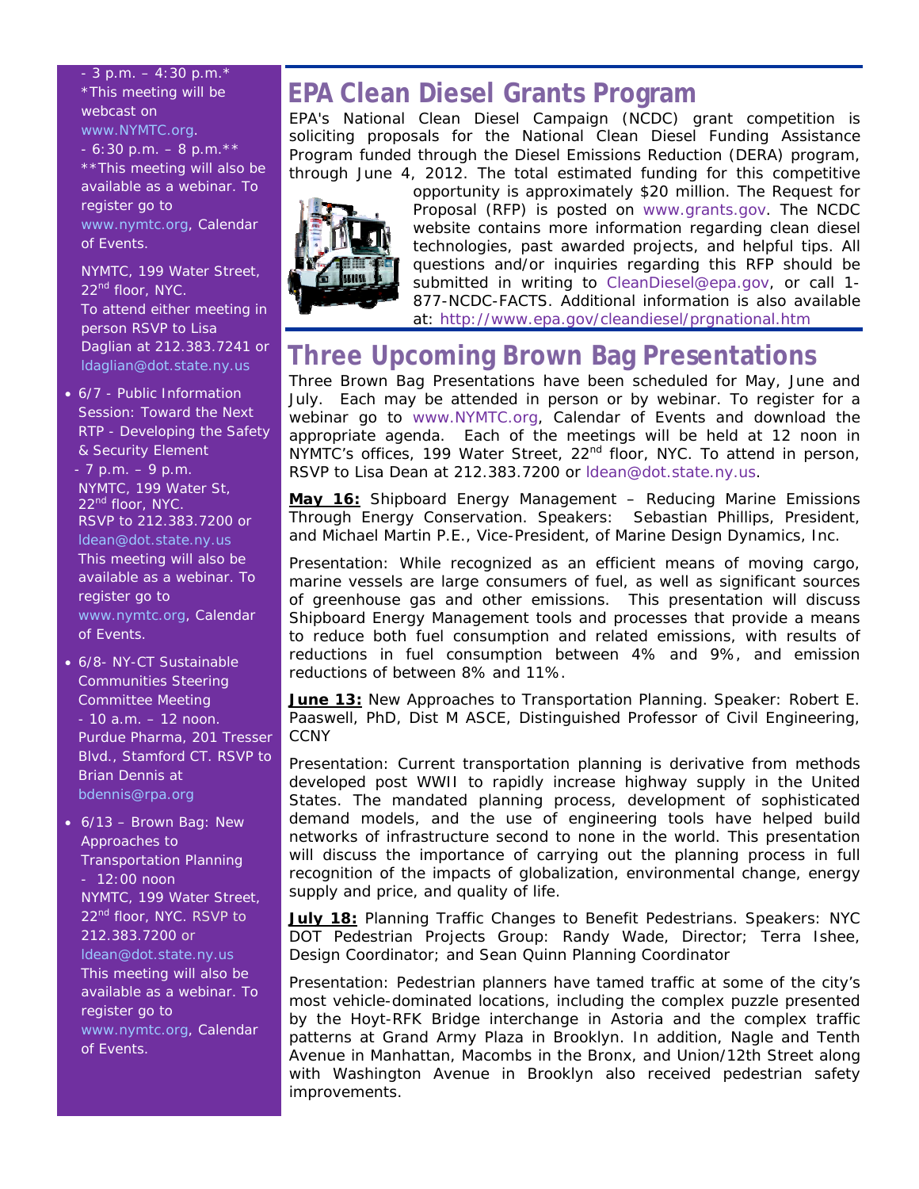- 3 p.m. – 4:30 p.m.*
*This meeting will be webcast on www.NYMTC.org.
- 6:30 p.m. – 8 p.m.**
**This meeting will also be available as a webinar. To register go to www.nymtc.org, Calendar of Events.

NYMTC, 199 Water Street, 22nd floor, NYC.
To attend either meeting in person RSVP to Lisa Daglian at 212.383.7241 or ldaglian@dot.state.ny.us

- 6/7 - Public Information Session: Toward the Next RTP - Developing the Safety & Security Element
  - 7 p.m. – 9 p.m.
  NYMTC, 199 Water St, 22nd floor, NYC.
  RSVP to 212.383.7200 or ldean@dot.state.ny.us
  This meeting will also be available as a webinar. To register go to www.nymtc.org, Calendar of Events.
- 6/8- NY-CT Sustainable Communities Steering Committee Meeting
  - 10 a.m. – 12 noon. Purdue Pharma, 201 Tresser Blvd., Stamford CT. RSVP to Brian Dennis at bdennis@rpa.org
- 6/13 – Brown Bag: New Approaches to Transportation Planning
  - 12:00 noon
  NYMTC, 199 Water Street, 22nd floor, NYC. RSVP to 212.383.7200 or ldean@dot.state.ny.us
  This meeting will also be available as a webinar. To register go to www.nymtc.org, Calendar of Events.

## EPA Clean Diesel Grants Program

EPA's National Clean Diesel Campaign (NCDC) grant competition is soliciting proposals for the National Clean Diesel Funding Assistance Program funded through the Diesel Emissions Reduction (DERA) program, through June 4, 2012. The total estimated funding for this competitive opportunity is approximately $20 million. The Request for Proposal (RFP) is posted on www.grants.gov. The NCDC website contains more information regarding clean diesel technologies, past awarded projects, and helpful tips. All questions and/or inquiries regarding this RFP should be submitted in writing to CleanDiesel@epa.gov, or call 1-877-NCDC-FACTS. Additional information is also available at: http://www.epa.gov/cleandiesel/prgnational.htm

## Three Upcoming Brown Bag Presentations

Three Brown Bag Presentations have been scheduled for May, June and July. Each may be attended in person or by webinar. To register for a webinar go to www.NYMTC.org, Calendar of Events and download the appropriate agenda. Each of the meetings will be held at 12 noon in NYMTC's offices, 199 Water Street, 22nd floor, NYC. To attend in person, RSVP to Lisa Dean at 212.383.7200 or ldean@dot.state.ny.us.

**May 16:** Shipboard Energy Management – Reducing Marine Emissions Through Energy Conservation. Speakers: Sebastian Phillips, President, and Michael Martin P.E., Vice-President, of Marine Design Dynamics, Inc.

Presentation: While recognized as an efficient means of moving cargo, marine vessels are large consumers of fuel, as well as significant sources of greenhouse gas and other emissions. This presentation will discuss Shipboard Energy Management tools and processes that provide a means to reduce both fuel consumption and related emissions, with results of reductions in fuel consumption between 4% and 9%, and emission reductions of between 8% and 11%.

**June 13:** New Approaches to Transportation Planning. Speaker: Robert E. Paaswell, PhD, Dist M ASCE, Distinguished Professor of Civil Engineering, CCNY

Presentation: Current transportation planning is derivative from methods developed post WWII to rapidly increase highway supply in the United States. The mandated planning process, development of sophisticated demand models, and the use of engineering tools have helped build networks of infrastructure second to none in the world. This presentation will discuss the importance of carrying out the planning process in full recognition of the impacts of globalization, environmental change, energy supply and price, and quality of life.

**July 18:** Planning Traffic Changes to Benefit Pedestrians. Speakers: NYC DOT Pedestrian Projects Group: Randy Wade, Director; Terra Ishee, Design Coordinator; and Sean Quinn Planning Coordinator

Presentation: Pedestrian planners have tamed traffic at some of the city's most vehicle-dominated locations, including the complex puzzle presented by the Hoyt-RFK Bridge interchange in Astoria and the complex traffic patterns at Grand Army Plaza in Brooklyn. In addition, Nagle and Tenth Avenue in Manhattan, Macombs in the Bronx, and Union/12th Street along with Washington Avenue in Brooklyn also received pedestrian safety improvements.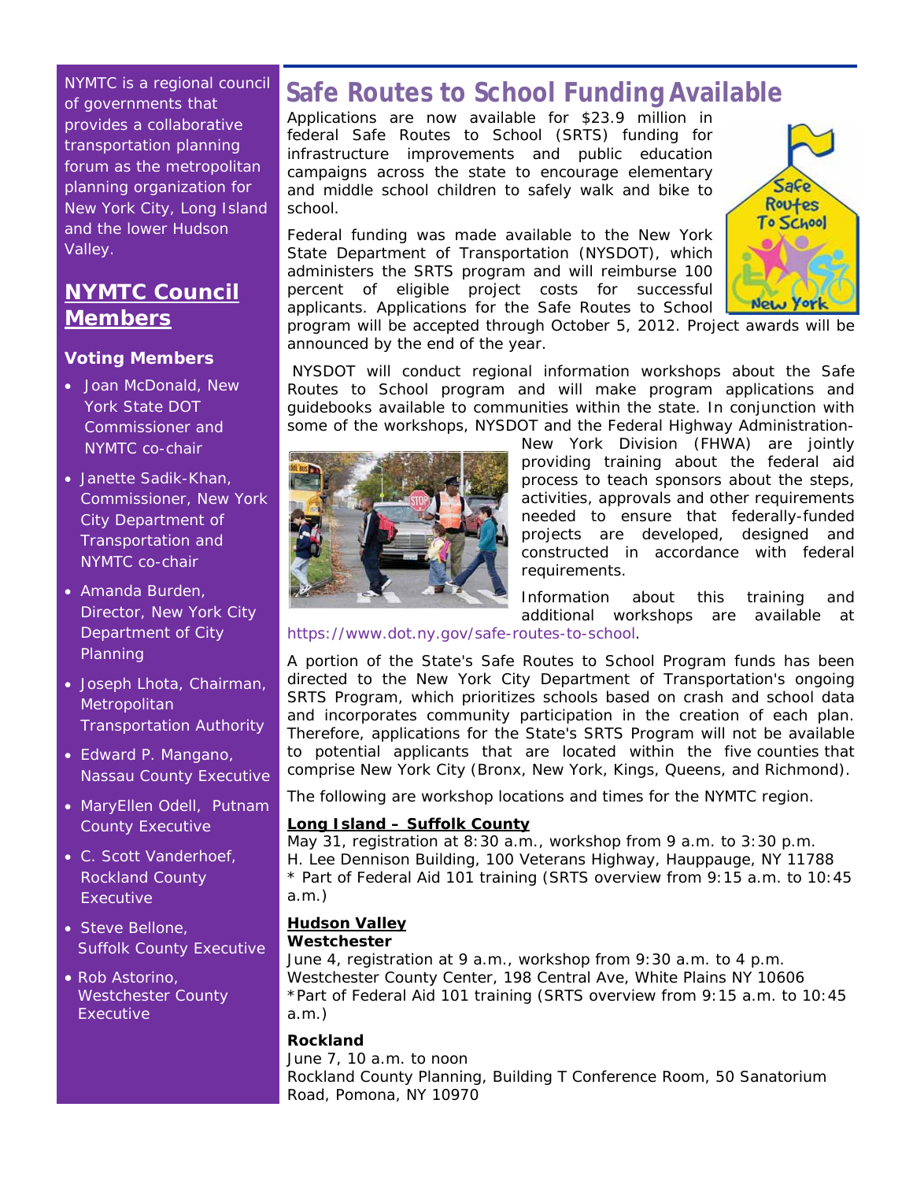NYMTC is a regional council of governments that provides a collaborative transportation planning forum as the metropolitan planning organization for New York City, Long Island and the lower Hudson Valley.

## NYMTC Council Members

### Voting Members

- Joan McDonald, New York State DOT Commissioner and NYMTC co-chair
- Janette Sadik-Khan, Commissioner, New York City Department of Transportation and NYMTC co-chair
- Amanda Burden, Director, New York City Department of City Planning
- Joseph Lhota, Chairman, Metropolitan Transportation Authority
- Edward P. Mangano, Nassau County Executive
- MaryEllen Odell, Putnam County Executive
- C. Scott Vanderhoef, Rockland County Executive
- Steve Bellone, Suffolk County Executive
- Rob Astorino, Westchester County Executive

# Safe Routes to School Funding Available

Applications are now available for $23.9 million in federal Safe Routes to School (SRTS) funding for infrastructure improvements and public education campaigns across the state to encourage elementary and middle school children to safely walk and bike to school.

Federal funding was made available to the New York State Department of Transportation (NYSDOT), which administers the SRTS program and will reimburse 100 percent of eligible project costs for successful applicants. Applications for the Safe Routes to School program will be accepted through October 5, 2012. Project awards will be announced by the end of the year.

NYSDOT will conduct regional information workshops about the Safe Routes to School program and will make program applications and guidebooks available to communities within the state. In conjunction with some of the workshops, NYSDOT and the Federal Highway Administration-New York Division (FHWA) are jointly providing training about the federal aid process to teach sponsors about the steps, activities, approvals and other requirements needed to ensure that federally-funded projects are developed, designed and constructed in accordance with federal requirements.

Information about this training and additional workshops are available at https://www.dot.ny.gov/safe-routes-to-school.

A portion of the State's Safe Routes to School Program funds has been directed to the New York City Department of Transportation's ongoing SRTS Program, which prioritizes schools based on crash and school data and incorporates community participation in the creation of each plan. Therefore, applications for the State's SRTS Program will not be available to potential applicants that are located within the five counties that comprise New York City (Bronx, New York, Kings, Queens, and Richmond).

The following are workshop locations and times for the NYMTC region.

**Long Island – Suffolk County**
May 31, registration at 8:30 a.m., workshop from 9 a.m. to 3:30 p.m.
H. Lee Dennison Building, 100 Veterans Highway, Hauppauge, NY 11788
* Part of Federal Aid 101 training (SRTS overview from 9:15 a.m. to 10:45 a.m.)

**Hudson Valley**

**Westchester**
June 4, registration at 9 a.m., workshop from 9:30 a.m. to 4 p.m.
Westchester County Center, 198 Central Ave, White Plains NY 10606
*Part of Federal Aid 101 training (SRTS overview from 9:15 a.m. to 10:45 a.m.)

**Rockland**
June 7, 10 a.m. to noon
Rockland County Planning, Building T Conference Room, 50 Sanatorium Road, Pomona, NY 10970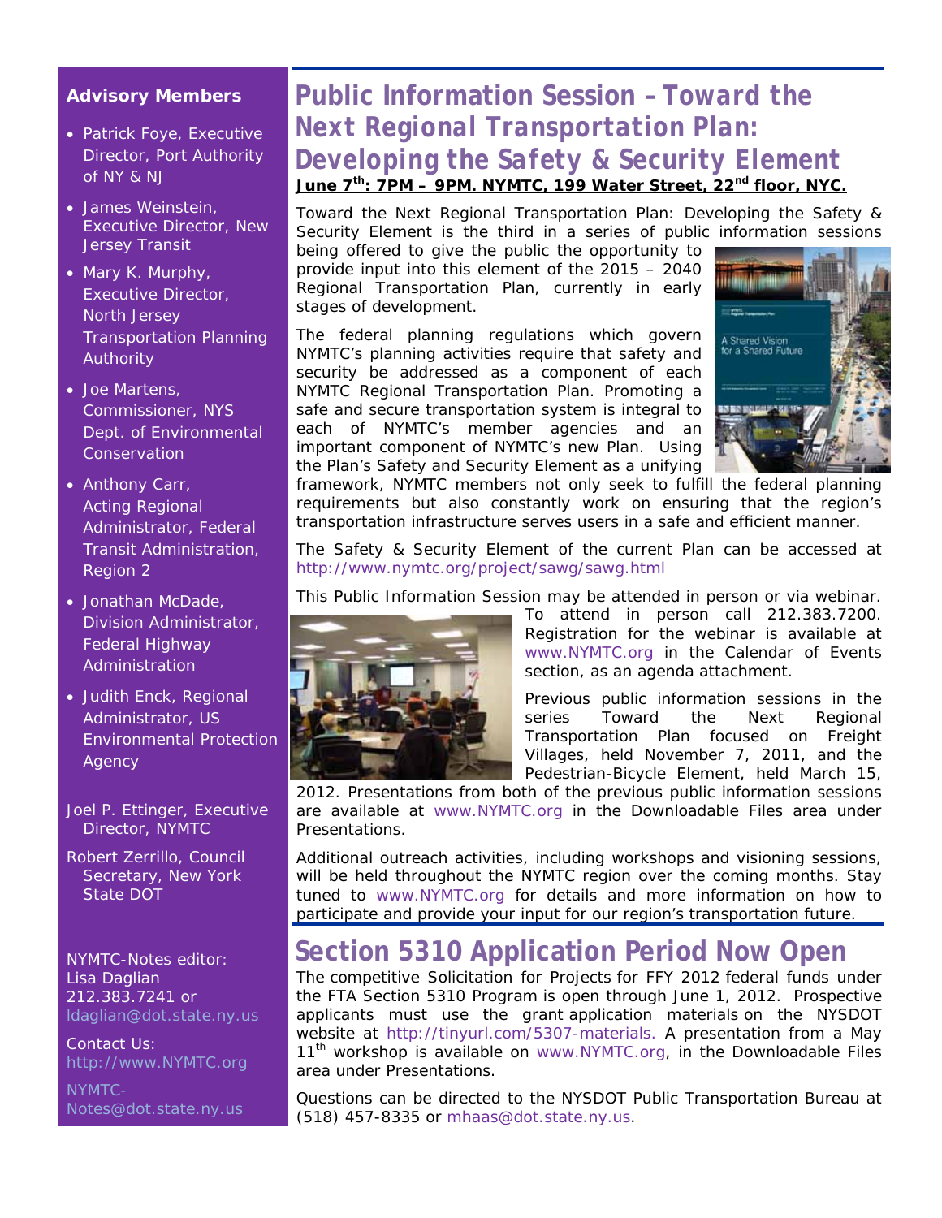**Advisory Members**

- Patrick Foye, Executive Director, Port Authority of NY & NJ
- James Weinstein, Executive Director, New Jersey Transit
- Mary K. Murphy, Executive Director, North Jersey Transportation Planning Authority
- Joe Martens, Commissioner, NYS Dept. of Environmental Conservation
- Anthony Carr, Acting Regional Administrator, Federal Transit Administration, Region 2
- Jonathan McDade, Division Administrator, Federal Highway Administration
- Judith Enck, Regional Administrator, US Environmental Protection Agency

Joel P. Ettinger, Executive Director, NYMTC

Robert Zerrillo, Council Secretary, New York State DOT

NYMTC-Notes editor:
Lisa Daglian
212.383.7241 or
ldaglian@dot.state.ny.us

Contact Us:
http://www.NYMTC.org

NYMTC-Notes@dot.state.ny.us

## Public Information Session – *Toward the Next Regional Transportation Plan: Developing the Safety & Security Element*

**June 7th: 7PM – 9PM. NYMTC, 199 Water Street, 22nd floor, NYC.**

Toward the Next Regional Transportation Plan: Developing the Safety & Security Element is the third in a series of public information sessions being offered to give the public the opportunity to provide input into this element of the 2015 – 2040 Regional Transportation Plan, currently in early stages of development.

The federal planning regulations which govern NYMTC's planning activities require that safety and security be addressed as a component of each NYMTC Regional Transportation Plan. Promoting a safe and secure transportation system is integral to each of NYMTC's member agencies and an important component of NYMTC's new Plan. Using the Plan's Safety and Security Element as a unifying framework, NYMTC members not only seek to fulfill the federal planning requirements but also constantly work on ensuring that the region's transportation infrastructure serves users in a safe and efficient manner.

The Safety & Security Element of the current Plan can be accessed at http://www.nymtc.org/project/sawg/sawg.html

This Public Information Session may be attended in person or via webinar. To attend in person call 212.383.7200. Registration for the webinar is available at www.NYMTC.org in the Calendar of Events section, as an agenda attachment.

Previous public information sessions in the series Toward the Next Regional Transportation Plan focused on Freight Villages, held November 7, 2011, and the Pedestrian-Bicycle Element, held March 15, 2012. Presentations from both of the previous public information sessions are available at www.NYMTC.org in the Downloadable Files area under Presentations.

Additional outreach activities, including workshops and visioning sessions, will be held throughout the NYMTC region over the coming months. Stay tuned to www.NYMTC.org for details and more information on how to participate and provide your input for our region's transportation future.

## Section 5310 Application Period Now Open

The competitive Solicitation for Projects for FFY 2012 federal funds under the FTA Section 5310 Program is open through June 1, 2012. Prospective applicants must use the grant application materials on the NYSDOT website at http://tinyurl.com/5307-materials. A presentation from a May 11th workshop is available on www.NYMTC.org, in the Downloadable Files area under Presentations.

Questions can be directed to the NYSDOT Public Transportation Bureau at (518) 457-8335 or mhaas@dot.state.ny.us.